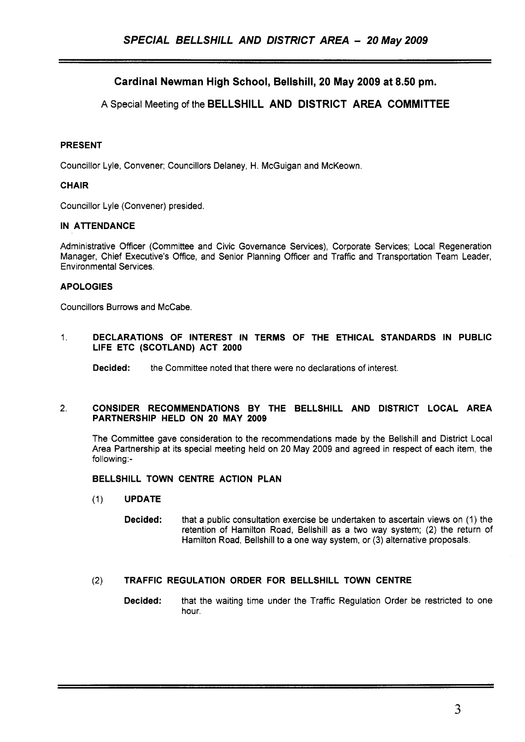# SPECIAL BELLSHILL AND DISTRICT AREA – 20 May 2009

## Cardinal Newman High School, Bellshill, 20 May 2009 at 8.50 pm.

A Special Meeting of the **BELLSHILL AND DISTRICT AREA COMMITTEE**

### PRESENT

Councillor Lyle, Convener; Councillors Delaney, H. McGuigan and McKeown.

### CHAIR

Councillor Lyle (Convener) presided.

### IN ATTENDANCE

Administrative Officer (Committee and Civic Governance Services), Corporate Services; Local Regeneration Manager, Chief Executive's Office, and Senior Planning Officer and Traffic and Transportation Team Leader, Environmental Services.

### APOLOGIES

Councillors Burrows and McCabe.

1. **DECLARATIONS OF INTEREST IN TERMS OF THE ETHICAL STANDARDS IN PUBLIC LIFE ETC (SCOTLAND) ACT 2000**

   **Decided:** the Committee noted that there were no declarations of interest.

2. **CONSIDER RECOMMENDATIONS BY THE BELLSHILL AND DISTRICT LOCAL AREA PARTNERSHIP HELD ON 20 MAY 2009**

   The Committee gave consideration to the recommendations made by the Bellshill and District Local Area Partnership at its special meeting held on 20 May 2009 and agreed in respect of each item, the following:-

   **BELLSHILL TOWN CENTRE ACTION PLAN**

   (1) **UPDATE**

   **Decided:** that a public consultation exercise be undertaken to ascertain views on (1) the retention of Hamilton Road, Bellshill as a two way system; (2) the return of Hamilton Road, Bellshill to a one way system, or (3) alternative proposals.

   (2) **TRAFFIC REGULATION ORDER FOR BELLSHILL TOWN CENTRE**

   **Decided:** that the waiting time under the Traffic Regulation Order be restricted to one hour.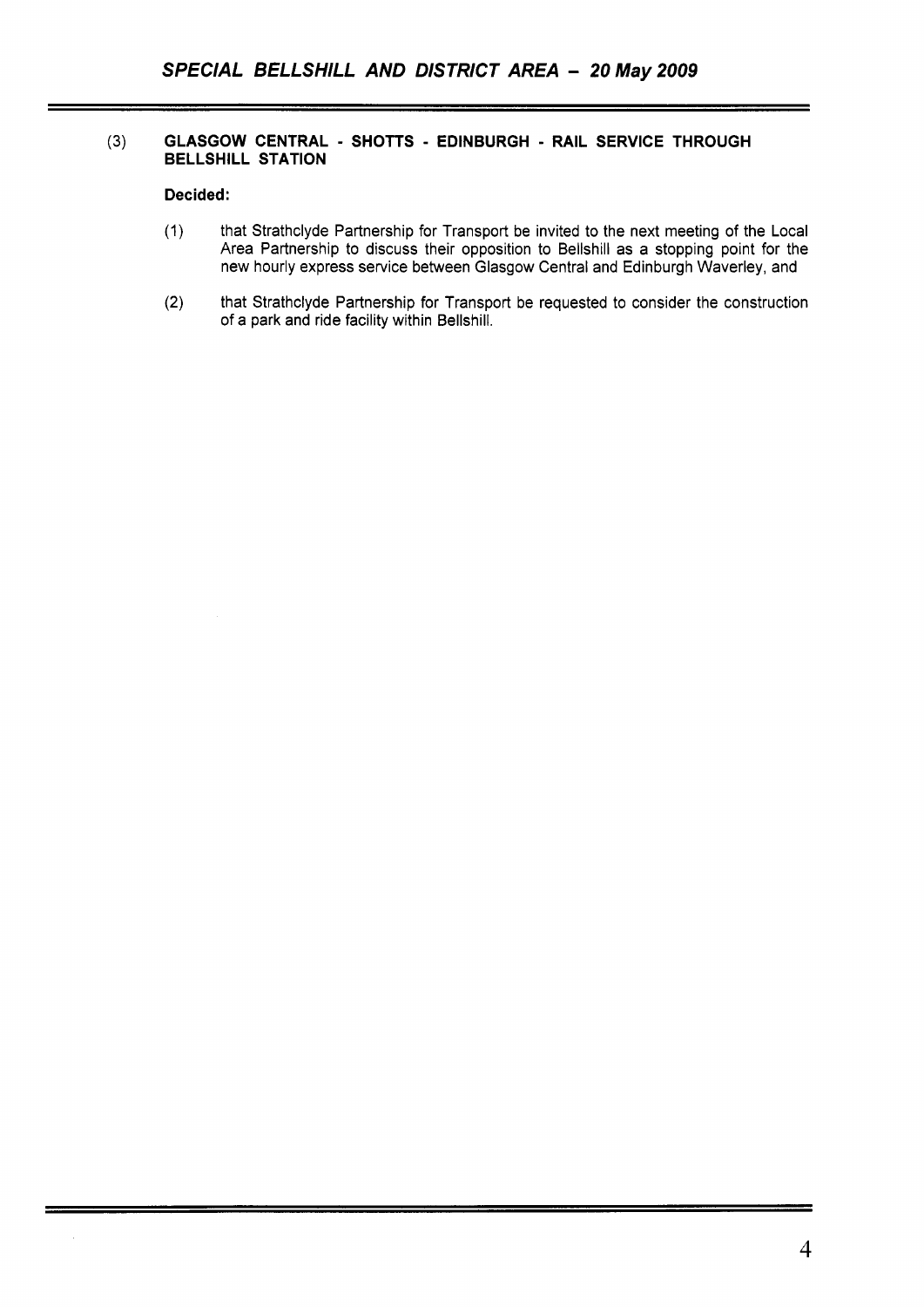(3) **GLASGOW CENTRAL - SHOTTS - EDINBURGH - RAIL SERVICE THROUGH BELLSHILL STATION**

**Decided:**

(1) that Strathclyde Partnership for Transport be invited to the next meeting of the Local Area Partnership to discuss their opposition to Bellshill as a stopping point for the new hourly express service between Glasgow Central and Edinburgh Waverley, and

(2) that Strathclyde Partnership for Transport be requested to consider the construction of a park and ride facility within Bellshill.